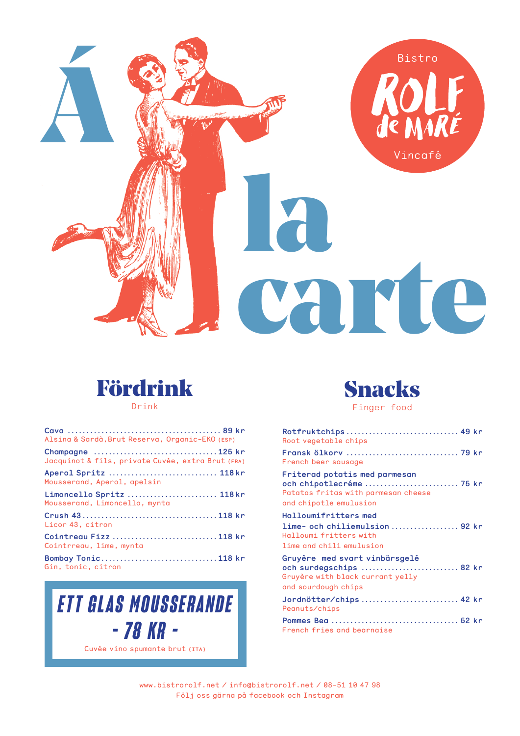# Á la carte

Bistro

ROLF de MARÉ

Vincafé

## Fördrink

Drink

**Cava** ........................................ 89 kr
Alsina & Sardà, Brut Reserva, Organic-EKO (ESP)

**Champagne** ................................ 125 kr
Jacquinot & fils, private Cuvée, extra Brut (FRA)

**Aperol Spritz** ............................ 118 kr
Mousserand, Aperol, apelsin

**Limoncello Spritz** ....................... 118 kr
Mousserand, Limoncello, mynta

**Crush 43** ................................... 118 kr
Licor 43, citron

**Cointreau Fizz** ........................... 118 kr
Cointrreau, lime, mynta

**Bombay Tonic** .............................. 118 kr
Gin, tonic, citron

**ETT GLAS MOUSSERANDE**

**- 78 KR -**

Cuvée vino spumante brut (ITA)

## Snacks

Finger food

**Rotfruktchips** ............................. 49 kr
Root vegetable chips

**Fransk ölkorv** ............................. 79 kr
French beer sausage

**Friterad potatis med parmesan och chipotlecréme** ........................ 75 kr
Patatas fritas with parmesan cheese and chipotle emulusion

**Halloumifritters med lime- och chiliemulsion** .................. 92 kr
Halloumi fritters with lime and chili emulusion

**Gruyère med svart vinbärsgelé och surdegschips** ......................... 82 kr
Gruyère with black currant yelly and sourdough chips

**Jordnötter/chips** ......................... 42 kr
Peanuts/chips

**Pommes Bea** ................................. 52 kr
French fries and bearnaise

www.bistrorolf.net / info@bistrorolf.net / 08-51 10 47 98
Följ oss gärna på facebook och Instagram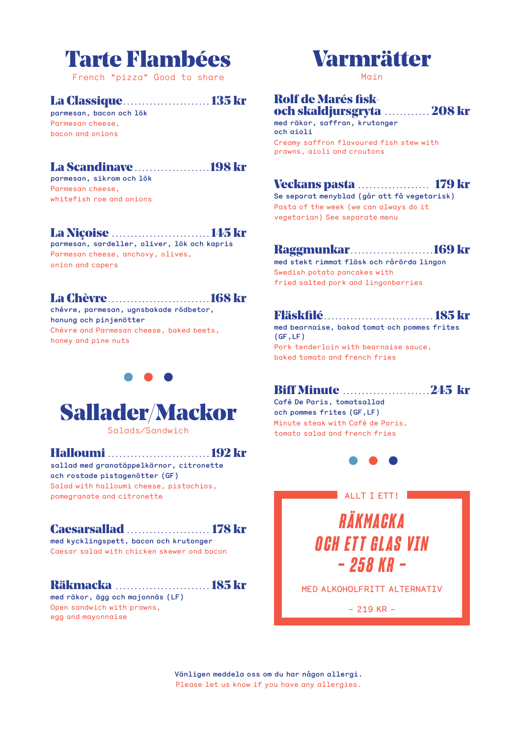# Tarte Flambées

French "pizza" Good to share

### La Classique ....................... 135 kr

parmesan, bacon och lök
Parmesan cheese, bacon and onions

### La Scandinave ................... 198 kr

parmesan, sikrom och lök
Parmesan cheese, whitefish roe and onions

### La Niçoise ......................... 145 kr

parmesan, sardeller, oliver, lök och kapris
Parmesan cheese, anchovy, olives, onion and capers

### La Chèvre .......................... 168 kr

chèvre, parmesan, ugnsbakade rödbetor, honung och pinjenötter
Chèvre and Parmesan cheese, baked beets, honey and pine nuts

# Sallader/Mackor

Salads/Sandwich

### Halloumi .......................... 192 kr

sallad med granatäppelkärnor, citronette och rostade pistagenötter (GF)
Salad with halloumi cheese, pistachios, pomegranate and citronette

### Caesarsallad ..................... 178 kr

med kycklingspett, bacon och krutonger
Caesar salad with chicken skewer ond bacon

### Räkmacka ........................ 185 kr

med räkor, ägg och majonnäs (LF)
Open sandwich with prawns, egg and mayonnaise

# Varmrätter

Main

### Rolf de Marés fisk- och skaldjursgryta ........... 208 kr

med räkor, saffran, krutonger och aioli
Creamy saffron flavoured fish stew with prawns, aioli and croutons

### Veckans pasta .................. 179 kr

Se separat menyblad (går att få vegetarisk)
Pasta of the week (we can always do it vegetarian) See separate menu

### Raggmunkar ..................... 169 kr

med stekt rimmat fläsk och rårörda lingon
Swedish potato pancakes with fried salted pork and lingonberries

### Fläskfilé ............................ 185 kr

med bearnaise, bakad tomat och pommes frites (GF,LF)
Pork tenderloin with bearnaise sauce, baked tomato and french fries

### Biff Minute ...................... 245 kr

Café De Paris, tomatsallad och pommes frites (GF,LF)
Minute steak with Café de Paris, tomato salad and french fries

---

ALLT I ETT!

**RÄKMACKA OCH ETT GLAS VIN**
**- 258 KR -**

MED ALKOHOLFRITT ALTERNATIV

- 219 KR -

---

Vänligen meddela oss om du har någon allergi.
Please let us know if you have any allergies.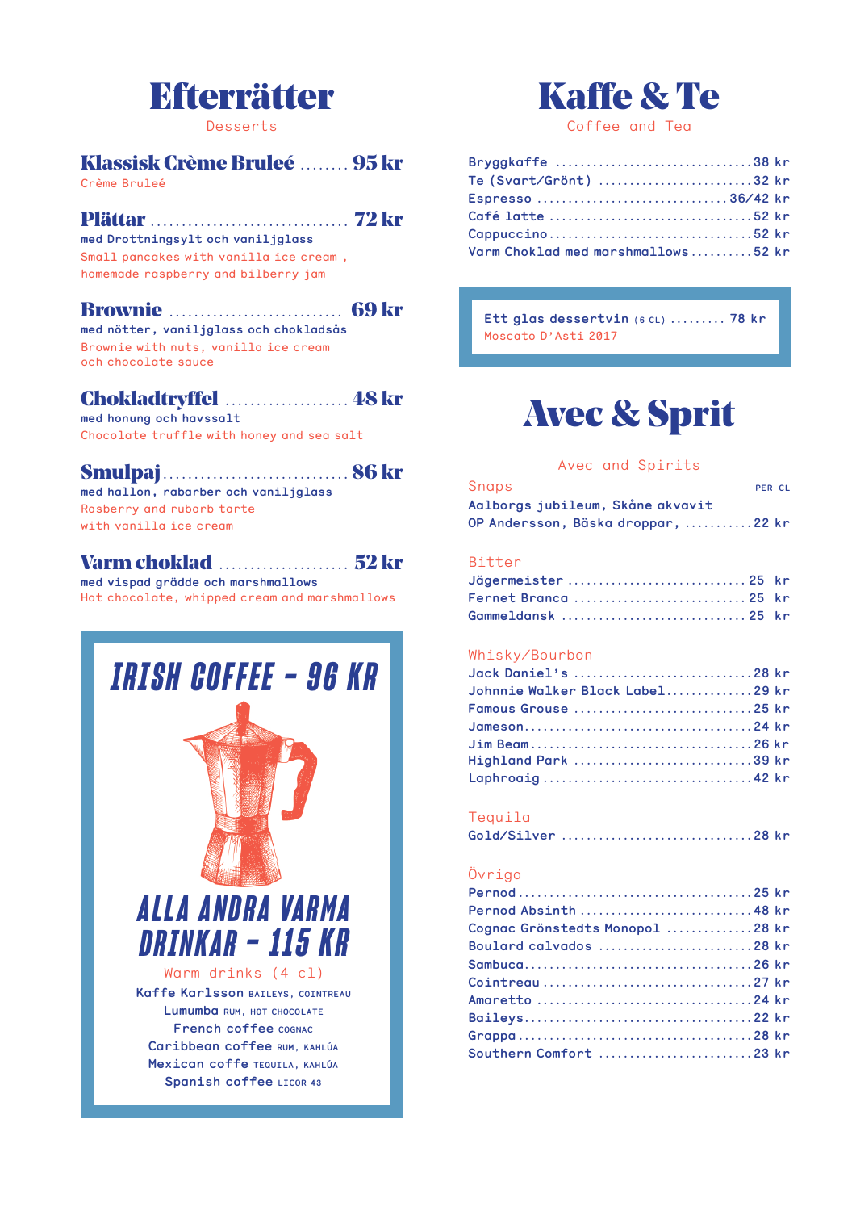# Efterrätter

Desserts

**Klassisk Crème Bruleé** ........ **95 kr**
Crème Bruleé

**Plättar** ................................ **72 kr**
med Drottningsylt och vaniljglass
Small pancakes with vanilla ice cream , homemade raspberry and bilberry jam

**Brownie** ............................ **69 kr**
med nötter, vaniljglass och chokladsås
Brownie with nuts, vanilla ice cream och chocolate sauce

**Chokladtryffel** .................... **48 kr**
med honung och havssalt
Chocolate truffle with honey and sea salt

**Smulpaj** .............................. **86 kr**
med hallon, rabarber och vaniljglass
Rasberry and rubarb tarte with vanilla ice cream

**Varm choklad** ..................... **52 kr**
med vispad grädde och marshmallows
Hot chocolate, whipped cream and marshmallows

## IRISH COFFEE - 96 KR

## ALLA ANDRA VARMA DRINKAR - 115 KR

Warm drinks (4 cl)

- Kaffe Karlsson BAILEYS, COINTREAU
- Lumumba RUM, HOT CHOCOLATE
- French coffee COGNAC
- Caribbean coffee RUM, KAHLÚA
- Mexican coffe TEQUILA, KAHLÚA
- Spanish coffee LICOR 43

# Kaffe & Te

Coffee and Tea

- Bryggkaffe ................................ 38 kr
- Te (Svart/Grönt) ......................... 32 kr
- Espresso ............................... 36/42 kr
- Café latte ................................ 52 kr
- Cappuccino ................................ 52 kr
- Varm Choklad med marshmallows .......... 52 kr

Ett glas dessertvin (6 CL) ......... 78 kr
Moscato D'Asti 2017

# Avec & Sprit

Avec and Spirits

### Snaps
PER CL

- Aalborgs jubileum, Skåne akvavit
- OP Andersson, Bäska droppar, ........... 22 kr

### Bitter

- Jägermeister ............................ 25 kr
- Fernet Branca ............................ 25 kr
- Gammeldansk .............................. 25 kr

### Whisky/Bourbon

- Jack Daniel's ............................ 28 kr
- Johnnie Walker Black Label............. 29 kr
- Famous Grouse ............................ 25 kr
- Jameson................................... 24 kr
- Jim Beam.................................. 26 kr
- Highland Park ............................ 39 kr
- Laphroaig ................................ 42 kr

### Tequila

- Gold/Silver .............................. 28 kr

### Övriga

- Pernod.................................... 25 kr
- Pernod Absinth ........................... 48 kr
- Cognac Grönstedts Monopol ............. 28 kr
- Boulard calvados ......................... 28 kr
- Sambuca................................... 26 kr
- Cointreau ................................ 27 kr
- Amaretto ................................. 24 kr
- Baileys................................... 22 kr
- Grappa.................................... 28 kr
- Southern Comfort ......................... 23 kr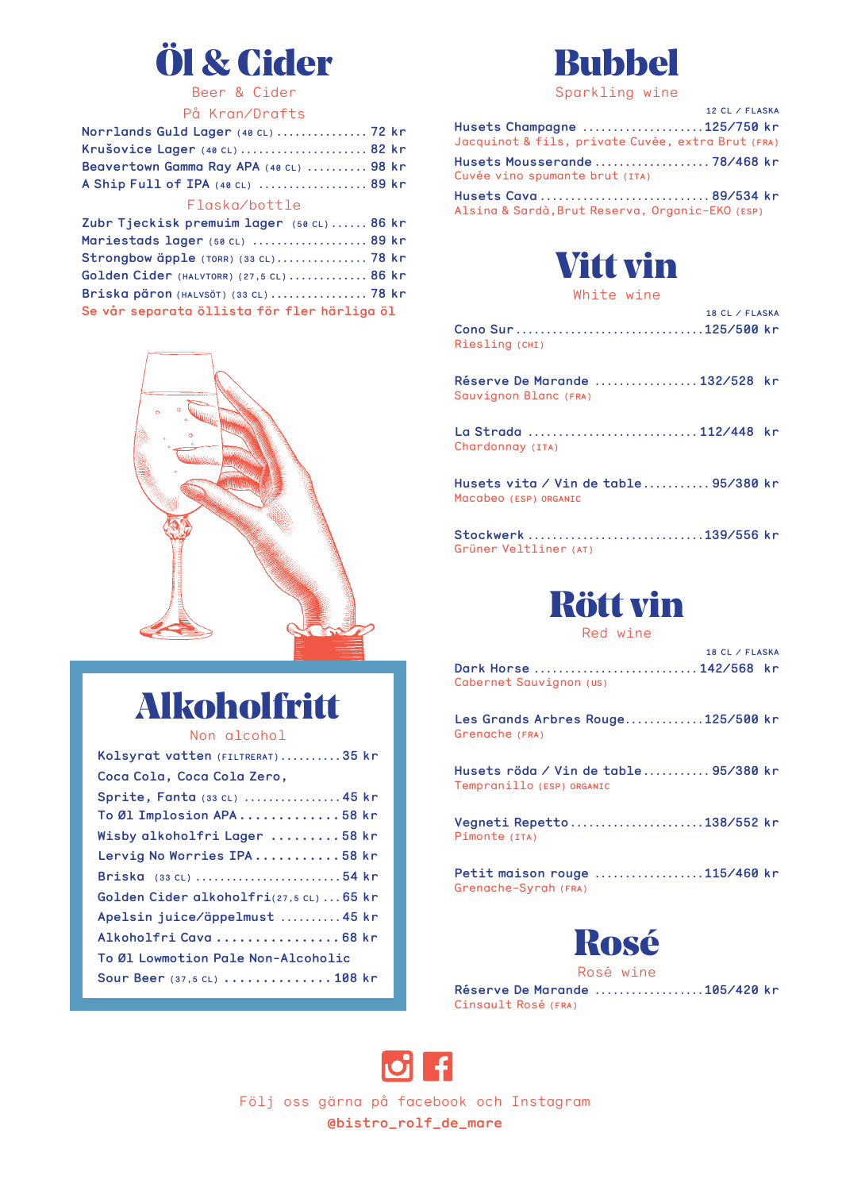# Öl & Cider

Beer & Cider

## På Kran/Drafts

Norrlands Guld Lager (40 CL) ............... 72 kr
Krušovice Lager (40 CL) ..................... 82 kr
Beavertown Gamma Ray APA (40 CL) .......... 98 kr
A Ship Full of IPA (40 CL) ................. 89 kr

## Flaska/bottle

Zubr Tjeckisk premuim lager (50 CL) ...... 86 kr
Mariestads lager (50 CL) ................... 89 kr
Strongbow äpple (TORR) (33 CL)............... 78 kr
Golden Cider (HALVTORR) (27,5 CL)............. 86 kr
Briska päron (HALVSÖT) (33 CL)................ 78 kr

Se vår separata öllista för fler härliga öl

# Alkoholfritt

Non alcohol

Kolsyrat vatten (FILTRERAT)..........35 kr
Coca Cola, Coca Cola Zero,
Sprite, Fanta (33 CL) ................45 kr
To Øl Implosion APA.............58 kr
Wisby alkoholfri Lager .........58 kr
Lervig No Worries IPA...........58 kr
Briska (33 CL) ........................54 kr
Golden Cider alkoholfri(27,5 CL)...65 kr
Apelsin juice/äppelmust ..........45 kr
Alkoholfri Cava ................68 kr
To Øl Lowmotion Pale Non-Alcoholic
Sour Beer (37,5 CL) ..............108 kr

# Bubbel

Sparkling wine

12 CL / FLASKA

Husets Champagne ....................125/750 kr
Jacquinot & fils, private Cuvée, extra Brut (FRA)

Husets Mousserande ...................78/468 kr
Cuvée vino spumante brut (ITA)

Husets Cava ............................89/534 kr
Alsina & Sardà,Brut Reserva, Organic-EKO (ESP)

# Vitt vin

White wine

18 CL / FLASKA

Cono Sur...............................125/500 kr
Riesling (CHI)

Réserve De Marande .................132/528 kr
Sauvignon Blanc (FRA)

La Strada ...........................112/448 kr
Chardonnay (ITA)

Husets vita / Vin de table........... 95/380 kr
Macabeo (ESP) ORGANIC

Stockwerk ............................139/556 kr
Grüner Veltliner (AT)

# Rött vin

Red wine

18 CL / FLASKA

Dark Horse ..........................142/568 kr
Cabernet Sauvignon (US)

Les Grands Arbres Rouge.............125/500 kr
Grenache (FRA)

Husets röda / Vin de table........... 95/380 kr
Tempranillo (ESP) ORGANIC

Vegneti Repetto......................138/552 kr
Pimonte (ITA)

Petit maison rouge ..................115/460 kr
Grenache-Syrah (FRA)

# Rosé

Rosé wine

Réserve De Marande .................105/420 kr
Cinsault Rosé (FRA)

Följ oss gärna på facebook och Instagram
**@bistro_rolf_de_mare**